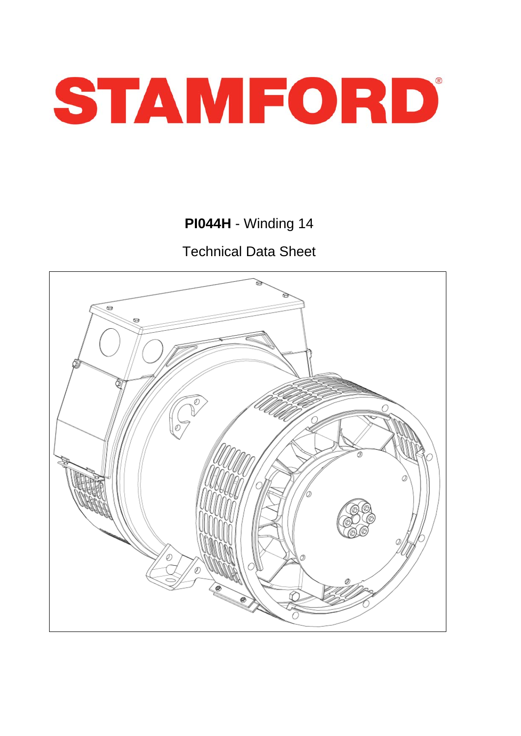# STAMFORD®

**PI044H** - Winding 14

Technical Data Sheet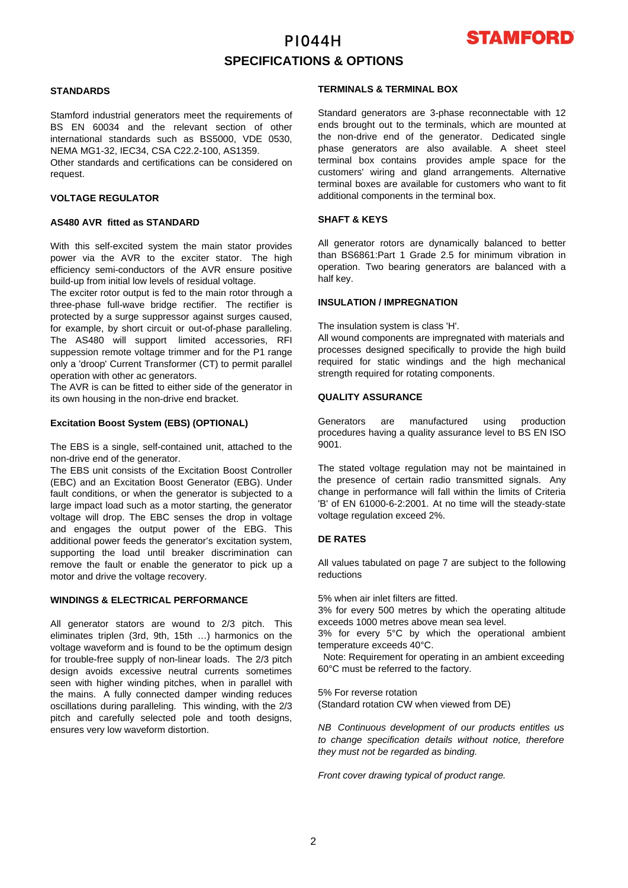# PI044H

## SPECIFICATIONS & OPTIONS

### STANDARDS

Stamford industrial generators meet the requirements of BS EN 60034 and the relevant section of other international standards such as BS5000, VDE 0530, NEMA MG1-32, IEC34, CSA C22.2-100, AS1359.
Other standards and certifications can be considered on request.

### VOLTAGE REGULATOR

#### AS480 AVR fitted as STANDARD

With this self-excited system the main stator provides power via the AVR to the exciter stator. The high efficiency semi-conductors of the AVR ensure positive build-up from initial low levels of residual voltage.
The exciter rotor output is fed to the main rotor through a three-phase full-wave bridge rectifier. The rectifier is protected by a surge suppressor against surges caused, for example, by short circuit or out-of-phase paralleling. The AS480 will support limited accessories, RFI suppession remote voltage trimmer and for the P1 range only a 'droop' Current Transformer (CT) to permit parallel operation with other ac generators.
The AVR is can be fitted to either side of the generator in its own housing in the non-drive end bracket.

#### Excitation Boost System (EBS) (OPTIONAL)

The EBS is a single, self-contained unit, attached to the non-drive end of the generator.
The EBS unit consists of the Excitation Boost Controller (EBC) and an Excitation Boost Generator (EBG). Under fault conditions, or when the generator is subjected to a large impact load such as a motor starting, the generator voltage will drop. The EBC senses the drop in voltage and engages the output power of the EBG. This additional power feeds the generator's excitation system, supporting the load until breaker discrimination can remove the fault or enable the generator to pick up a motor and drive the voltage recovery.

### WINDINGS & ELECTRICAL PERFORMANCE

All generator stators are wound to 2/3 pitch. This eliminates triplen (3rd, 9th, 15th …) harmonics on the voltage waveform and is found to be the optimum design for trouble-free supply of non-linear loads. The 2/3 pitch design avoids excessive neutral currents sometimes seen with higher winding pitches, when in parallel with the mains. A fully connected damper winding reduces oscillations during paralleling. This winding, with the 2/3 pitch and carefully selected pole and tooth designs, ensures very low waveform distortion.

### TERMINALS & TERMINAL BOX

Standard generators are 3-phase reconnectable with 12 ends brought out to the terminals, which are mounted at the non-drive end of the generator. Dedicated single phase generators are also available. A sheet steel terminal box contains provides ample space for the customers' wiring and gland arrangements. Alternative terminal boxes are available for customers who want to fit additional components in the terminal box.

### SHAFT & KEYS

All generator rotors are dynamically balanced to better than BS6861:Part 1 Grade 2.5 for minimum vibration in operation. Two bearing generators are balanced with a half key.

### INSULATION / IMPREGNATION

The insulation system is class 'H'.
All wound components are impregnated with materials and processes designed specifically to provide the high build required for static windings and the high mechanical strength required for rotating components.

### QUALITY ASSURANCE

Generators are manufactured using production procedures having a quality assurance level to BS EN ISO 9001.

The stated voltage regulation may not be maintained in the presence of certain radio transmitted signals. Any change in performance will fall within the limits of Criteria 'B' of EN 61000-6-2:2001. At no time will the steady-state voltage regulation exceed 2%.

### DE RATES

All values tabulated on page 7 are subject to the following reductions

5% when air inlet filters are fitted.
3% for every 500 metres by which the operating altitude exceeds 1000 metres above mean sea level.
3% for every 5°C by which the operational ambient temperature exceeds 40°C.
Note: Requirement for operating in an ambient exceeding 60°C must be referred to the factory.

5% For reverse rotation
(Standard rotation CW when viewed from DE)

*NB Continuous development of our products entitles us to change specification details without notice, therefore they must not be regarded as binding.*

*Front cover drawing typical of product range.*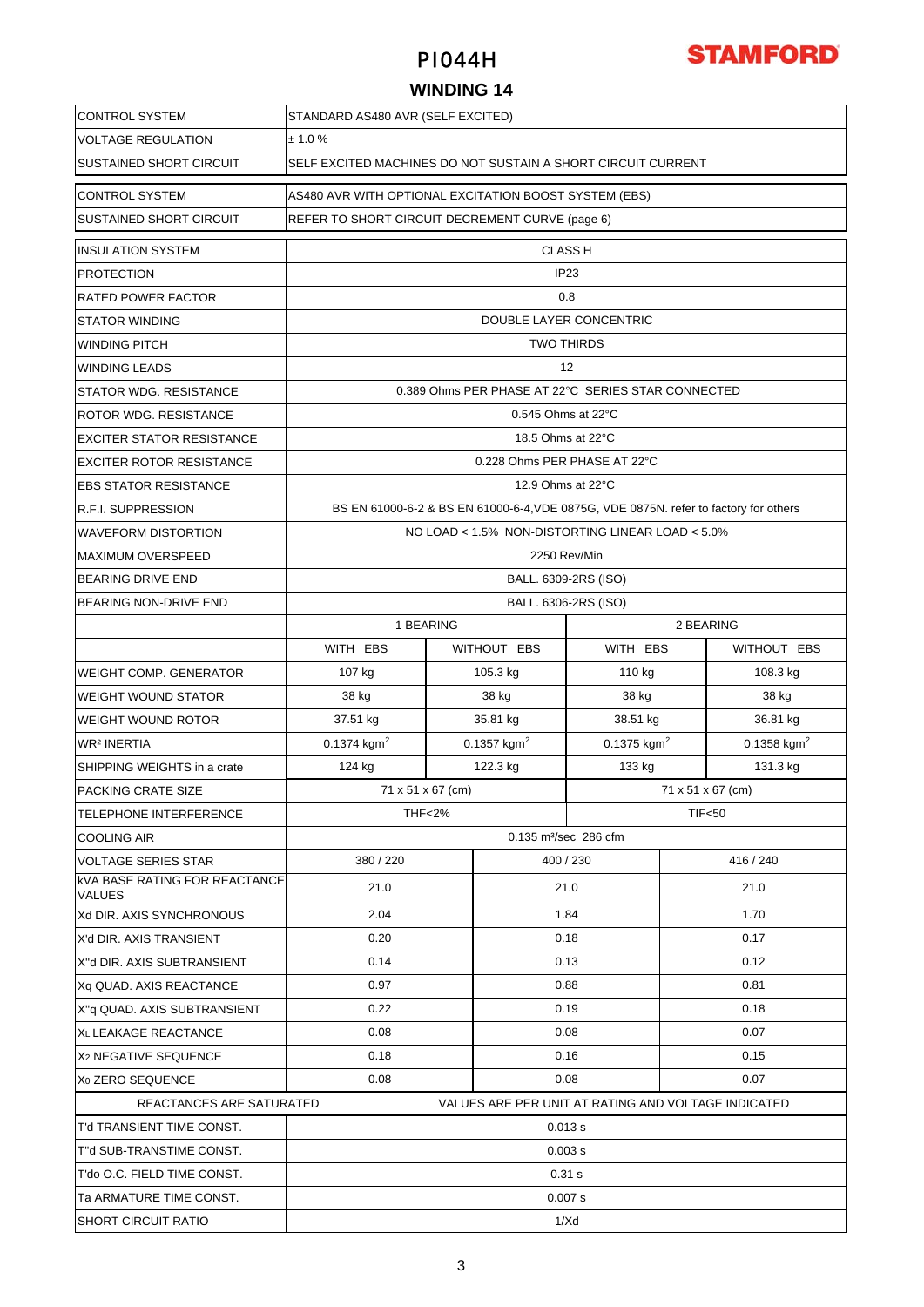# PI044H

## WINDING 14

| CONTROL SYSTEM | STANDARD AS480 AVR (SELF EXCITED) |
|---|---|
| VOLTAGE REGULATION | ± 1.0 % |
| SUSTAINED SHORT CIRCUIT | SELF EXCITED MACHINES DO NOT SUSTAIN A SHORT CIRCUIT CURRENT |

| CONTROL SYSTEM | AS480 AVR WITH OPTIONAL EXCITATION BOOST SYSTEM (EBS) |
|---|---|
| SUSTAINED SHORT CIRCUIT | REFER TO SHORT CIRCUIT DECREMENT CURVE (page 6) |

| INSULATION SYSTEM | CLASS H | | | |
|---|---|---|---|---|
| PROTECTION | IP23 | | | |
| RATED POWER FACTOR | 0.8 | | | |
| STATOR WINDING | DOUBLE LAYER CONCENTRIC | | | |
| WINDING PITCH | TWO THIRDS | | | |
| WINDING LEADS | 12 | | | |
| STATOR WDG. RESISTANCE | 0.389 Ohms PER PHASE AT 22°C SERIES STAR CONNECTED | | | |
| ROTOR WDG. RESISTANCE | 0.545 Ohms at 22°C | | | |
| EXCITER STATOR RESISTANCE | 18.5 Ohms at 22°C | | | |
| EXCITER ROTOR RESISTANCE | 0.228 Ohms PER PHASE AT 22°C | | | |
| EBS STATOR RESISTANCE | 12.9 Ohms at 22°C | | | |
| R.F.I. SUPPRESSION | BS EN 61000-6-2 & BS EN 61000-6-4,VDE 0875G, VDE 0875N. refer to factory for others | | | |
| WAVEFORM DISTORTION | NO LOAD < 1.5% NON-DISTORTING LINEAR LOAD < 5.0% | | | |
| MAXIMUM OVERSPEED | 2250 Rev/Min | | | |
| BEARING DRIVE END | BALL. 6309-2RS (ISO) | | | |
| BEARING NON-DRIVE END | BALL. 6306-2RS (ISO) | | | |
| | 1 BEARING | | 2 BEARING | |
| | WITH EBS | WITHOUT EBS | WITH EBS | WITHOUT EBS |
| WEIGHT COMP. GENERATOR | 107 kg | 105.3 kg | 110 kg | 108.3 kg |
| WEIGHT WOUND STATOR | 38 kg | 38 kg | 38 kg | 38 kg |
| WEIGHT WOUND ROTOR | 37.51 kg | 35.81 kg | 38.51 kg | 36.81 kg |
| $WR^2$ INERTIA | 0.1374 $kgm^2$ | 0.1357 $kgm^2$ | 0.1375 $kgm^2$ | 0.1358 $kgm^2$ |
| SHIPPING WEIGHTS in a crate | 124 kg | 122.3 kg | 133 kg | 131.3 kg |
| PACKING CRATE SIZE | 71 x 51 x 67 (cm) | | 71 x 51 x 67 (cm) | |
| TELEPHONE INTERFERENCE | THF<2% | | TIF<50 | |
| COOLING AIR | 0.135 $m^3$/sec 286 cfm | | | |

| VOLTAGE SERIES STAR | 380 / 220 | 400 / 230 | 416 / 240 |
|---|---|---|---|
| kVA BASE RATING FOR REACTANCE VALUES | 21.0 | 21.0 | 21.0 |
| Xd DIR. AXIS SYNCHRONOUS | 2.04 | 1.84 | 1.70 |
| X'd DIR. AXIS TRANSIENT | 0.20 | 0.18 | 0.17 |
| X''d DIR. AXIS SUBTRANSIENT | 0.14 | 0.13 | 0.12 |
| Xq QUAD. AXIS REACTANCE | 0.97 | 0.88 | 0.81 |
| X''q QUAD. AXIS SUBTRANSIENT | 0.22 | 0.19 | 0.18 |
| $X_L$ LEAKAGE REACTANCE | 0.08 | 0.08 | 0.07 |
| $X_2$ NEGATIVE SEQUENCE | 0.18 | 0.16 | 0.15 |
| $X_0$ ZERO SEQUENCE | 0.08 | 0.08 | 0.07 |
| REACTANCES ARE SATURATED | VALUES ARE PER UNIT AT RATING AND VOLTAGE INDICATED | | |

| T'd TRANSIENT TIME CONST. | 0.013 s |
|---|---|
| T''d SUB-TRANSTIME CONST. | 0.003 s |
| T'do O.C. FIELD TIME CONST. | 0.31 s |
| Ta ARMATURE TIME CONST. | 0.007 s |
| SHORT CIRCUIT RATIO | 1/Xd |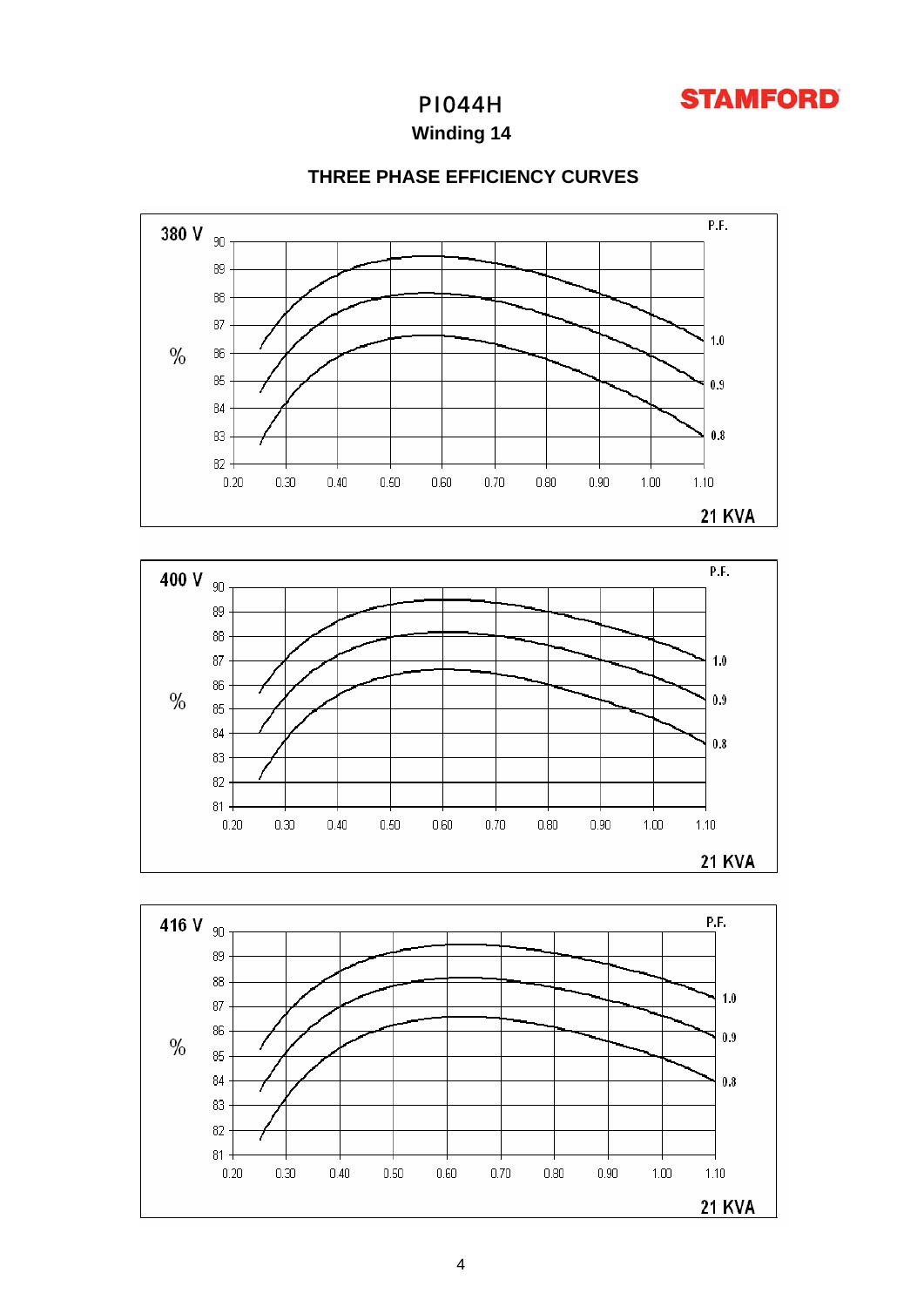# PI044H

**STAMFORD**

## Winding 14

### THREE PHASE EFFICIENCY CURVES

**380 V**

% (y-axis: 82–90)

P.F.: 1.0, 0.9, 0.8

x-axis: 0.20, 0.30, 0.40, 0.50, 0.60, 0.70, 0.80, 0.90, 1.00, 1.10

21 KVA

**400 V**

% (y-axis: 81–90)

P.F.: 1.0, 0.9, 0.8

x-axis: 0.20, 0.30, 0.40, 0.50, 0.60, 0.70, 0.80, 0.90, 1.00, 1.10

21 KVA

**416 V**

% (y-axis: 81–90)

P.F.: 1.0, 0.9, 0.8

x-axis: 0.20, 0.30, 0.40, 0.50, 0.60, 0.70, 0.80, 0.90, 1.00, 1.10

21 KVA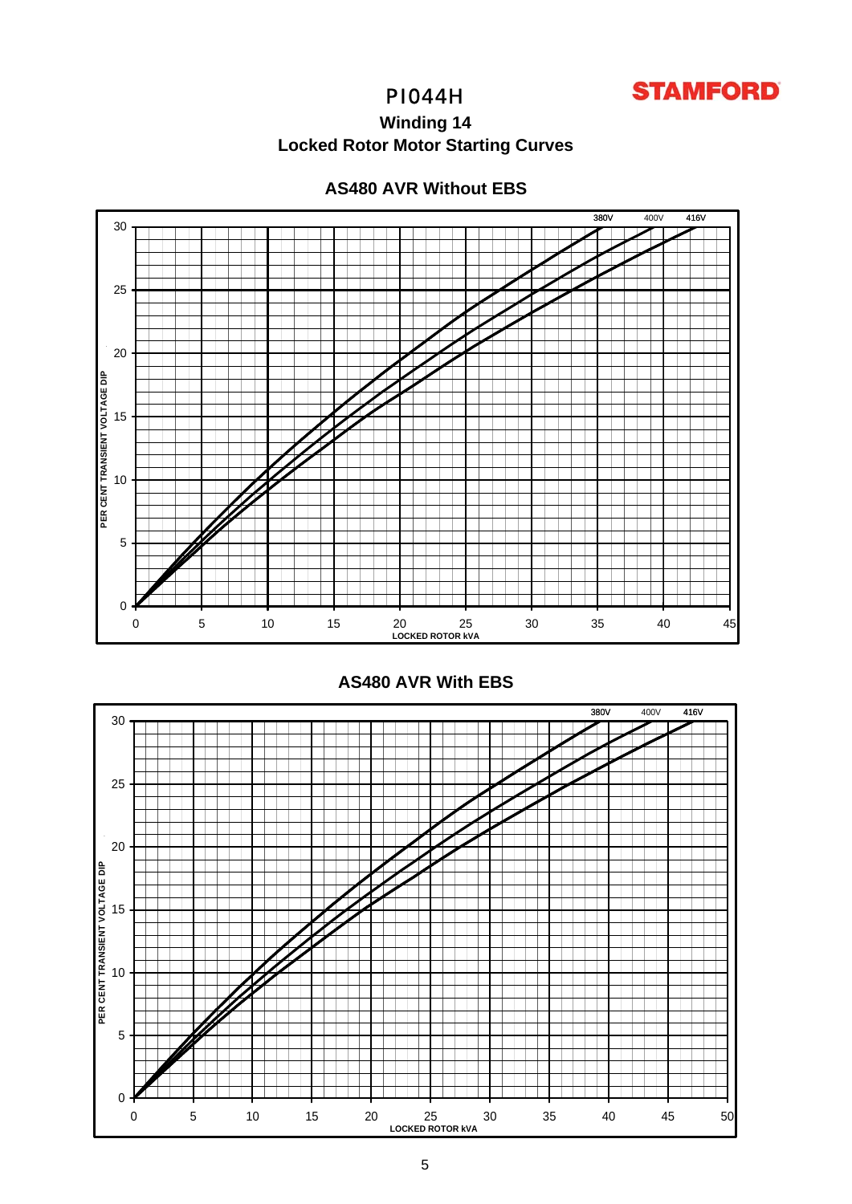# PI044H

**STAMFORD**

## Winding 14

## Locked Rotor Motor Starting Curves

### AS480 AVR Without EBS

380V 400V 416V

PER CENT TRANSIENT VOLTAGE DIP

0 5 10 15 20 25 30

0 5 10 15 20 25 30 35 40 45

LOCKED ROTOR kVA

### AS480 AVR With EBS

380V 400V 416V

PER CENT TRANSIENT VOLTAGE DIP

0 5 10 15 20 25 30

0 5 10 15 20 25 30 35 40 45 50

LOCKED ROTOR kVA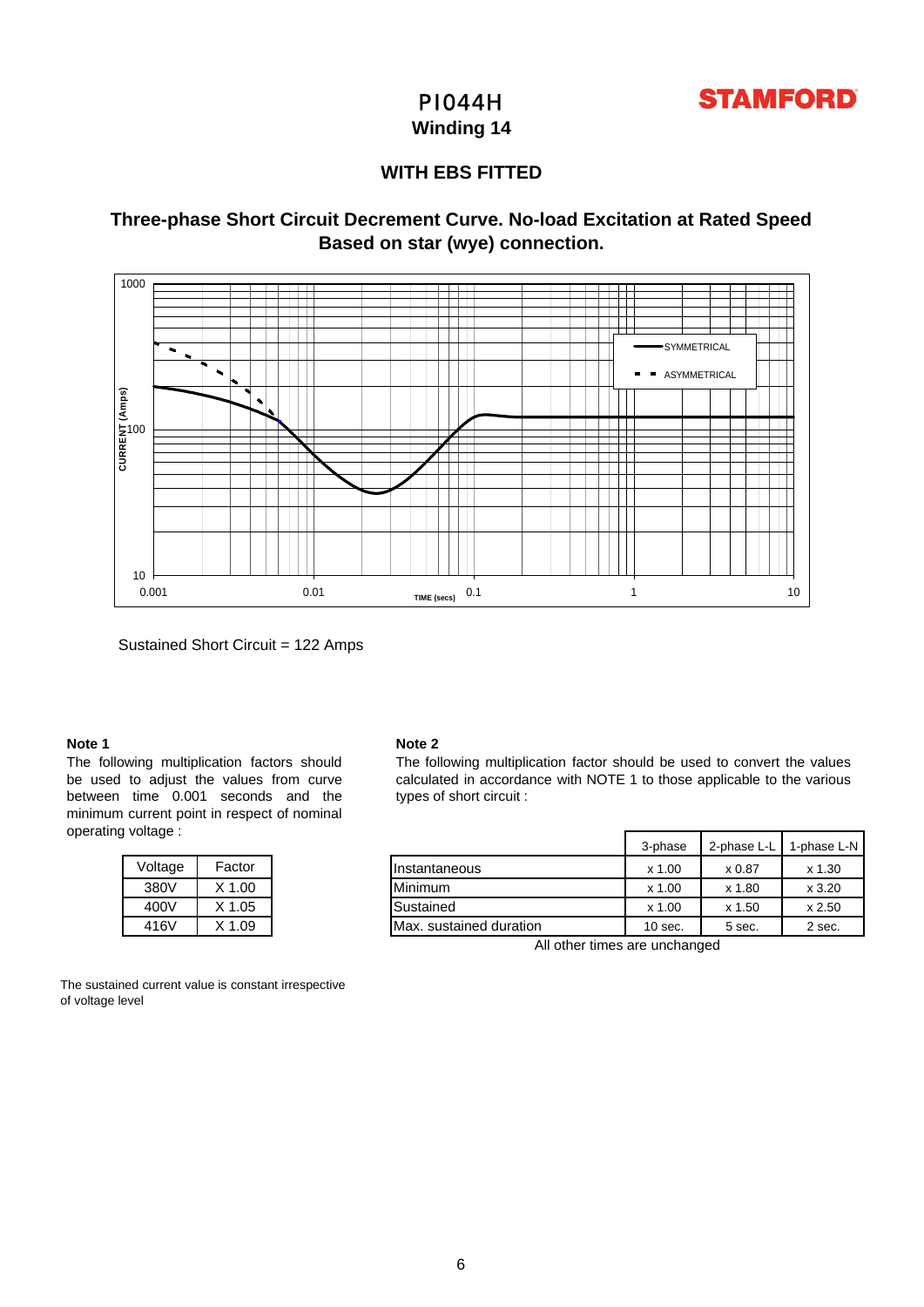# PI044H

## Winding 14

### WITH EBS FITTED

### Three-phase Short Circuit Decrement Curve. No-load Excitation at Rated Speed Based on star (wye) connection.

Sustained Short Circuit = 122 Amps

**Note 1**

The following multiplication factors should be used to adjust the values from curve between time 0.001 seconds and the minimum current point in respect of nominal operating voltage :

| Voltage | Factor |
|---|---|
| 380V | X 1.00 |
| 400V | X 1.05 |
| 416V | X 1.09 |

The sustained current value is constant irrespective of voltage level

**Note 2**

The following multiplication factor should be used to convert the values calculated in accordance with NOTE 1 to those applicable to the various types of short circuit :

| | 3-phase | 2-phase L-L | 1-phase L-N |
|---|---|---|---|
| Instantaneous | x 1.00 | x 0.87 | x 1.30 |
| Minimum | x 1.00 | x 1.80 | x 3.20 |
| Sustained | x 1.00 | x 1.50 | x 2.50 |
| Max. sustained duration | 10 sec. | 5 sec. | 2 sec. |

All other times are unchanged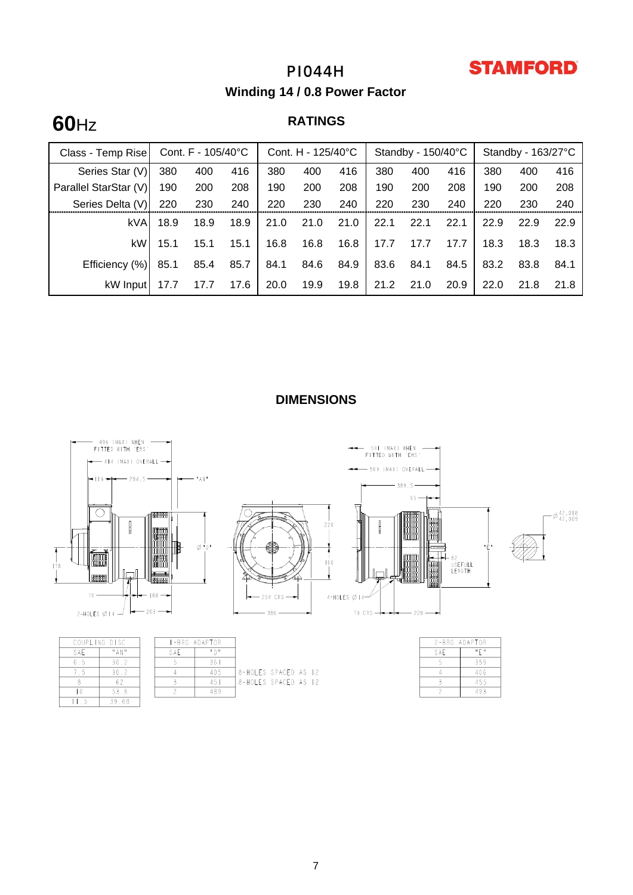# PI044H

STAMFORD

**Winding 14 / 0.8 Power Factor**

**60**Hz

## RATINGS

| Class - Temp Rise | Cont. F - 105/40°C | | | Cont. H - 125/40°C | | | Standby - 150/40°C | | | Standby - 163/27°C | | |
|---|---|---|---|---|---|---|---|---|---|---|---|---|
| Series Star (V) | 380 | 400 | 416 | 380 | 400 | 416 | 380 | 400 | 416 | 380 | 400 | 416 |
| Parallel StarStar (V) | 190 | 200 | 208 | 190 | 200 | 208 | 190 | 200 | 208 | 190 | 200 | 208 |
| Series Delta (V) | 220 | 230 | 240 | 220 | 230 | 240 | 220 | 230 | 240 | 220 | 230 | 240 |
| kVA | 18.9 | 18.9 | 18.9 | 21.0 | 21.0 | 21.0 | 22.1 | 22.1 | 22.1 | 22.9 | 22.9 | 22.9 |
| kW | 15.1 | 15.1 | 15.1 | 16.8 | 16.8 | 16.8 | 17.7 | 17.7 | 17.7 | 18.3 | 18.3 | 18.3 |
| Efficiency (%) | 85.1 | 85.4 | 85.7 | 84.1 | 84.6 | 84.9 | 83.6 | 84.1 | 84.5 | 83.2 | 83.8 | 84.1 |
| kW Input | 17.7 | 17.7 | 17.6 | 20.0 | 19.9 | 19.8 | 21.2 | 21.0 | 20.9 | 22.0 | 21.8 | 21.8 |

## DIMENSIONS

496 (MAX) WHEN FITTED WITH 'EBS'
414 (MAX) OVERALL
116
294.5
"AN"
Ø "D"
178
70
168
203
2-HOLES Ø 14
220
160
254 CRS
386
4-HOLES Ø 14
591 (MAX) WHEN FITTED WITH 'EBS'
509 (MAX) OVERALL
389.5
65
"E"
82 USEFULL LENGTH
70 CRS
228
Ø 42.018 / 42.009

| COUPLING DISC | |
|---|---|
| SAE | "AN" |
| 6.5 | 30.2 |
| 7.5 | 30.2 |
| 8 | 62 |
| 10 | 53.8 |
| 11.5 | 39.68 |

| 1-BRG ADAPTOR | | |
|---|---|---|
| SAE | "D" | |
| 5 | 361 | |
| 4 | 405 | 8-HOLES SPACED AS 12 |
| 3 | 451 | 8-HOLES SPACED AS 12 |
| 2 | 489 | |

| 2-BRG ADAPTOR | |
|---|---|
| SAE | "E" |
| 5 | 359 |
| 4 | 406 |
| 3 | 455 |
| 2 | 493 |